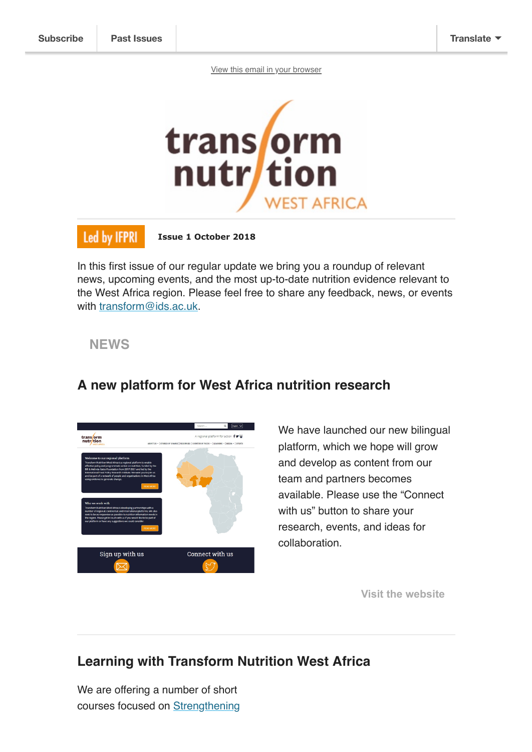Subscribe | Past Issues | Translate

View this email in your browser

Led by IFPRI

**Issue 1 October 2018**

In this first issue of our regular update we bring you a roundup of relevant news, upcoming events, and the most up-to-date nutrition evidence relevant to the West Africa region. Please feel free to share any feedback, news, or events with transform@ids.ac.uk.

## NEWS

### A new platform for West Africa nutrition research

We have launched our new bilingual platform, which we hope will grow and develop as content from our team and partners becomes available. Please use the "Connect with us" button to share your research, events, and ideas for collaboration.

Visit the website

### Learning with Transform Nutrition West Africa

We are offering a number of short courses focused on Strengthening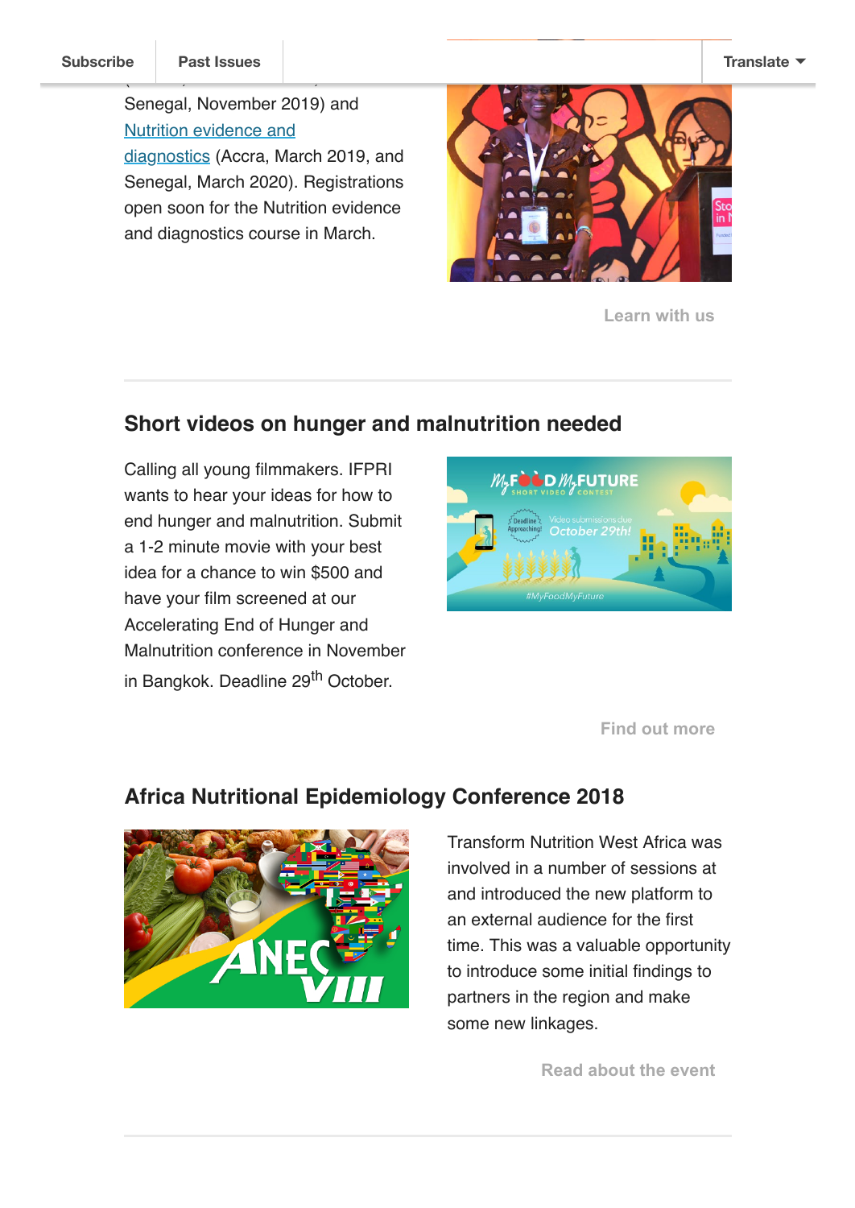Senegal, November 2019) and Nutrition evidence and diagnostics (Accra, March 2019, and Senegal, March 2020). Registrations open soon for the Nutrition evidence and diagnostics course in March.

Learn with us

## Short videos on hunger and malnutrition needed

Calling all young filmmakers. IFPRI wants to hear your ideas for how to end hunger and malnutrition. Submit a 1-2 minute movie with your best idea for a chance to win $500 and have your film screened at our Accelerating End of Hunger and Malnutrition conference in November in Bangkok. Deadline 29th October.

Find out more

## Africa Nutritional Epidemiology Conference 2018

Transform Nutrition West Africa was involved in a number of sessions at and introduced the new platform to an external audience for the first time. This was a valuable opportunity to introduce some initial findings to partners in the region and make some new linkages.

Read about the event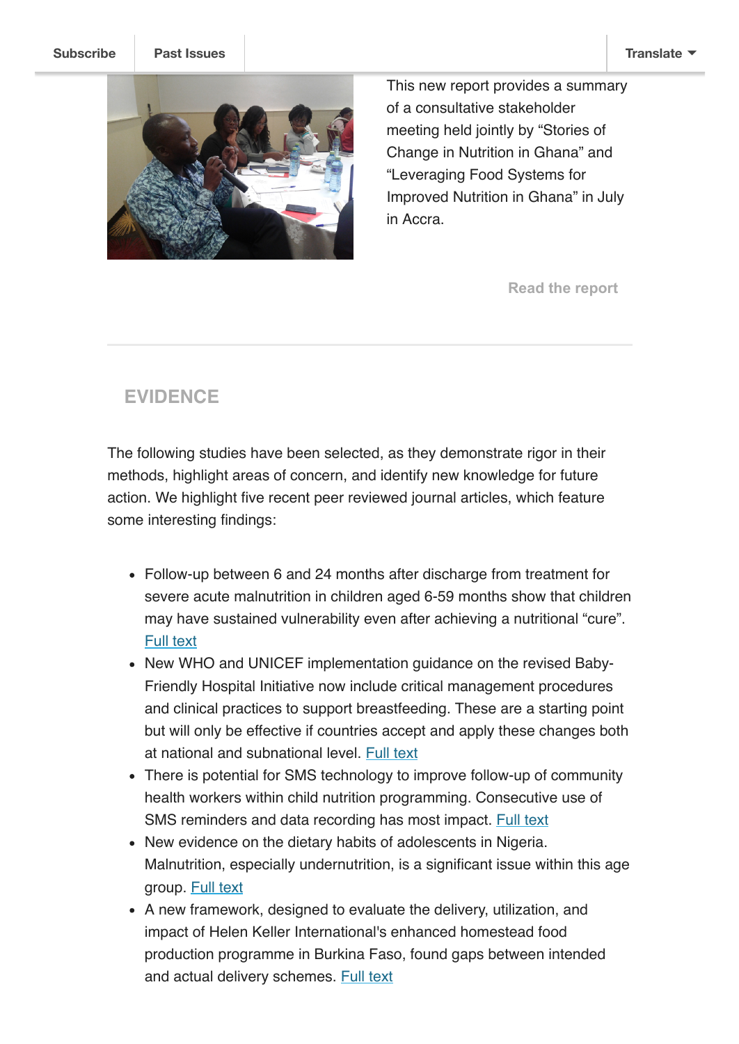This new report provides a summary of a consultative stakeholder meeting held jointly by "Stories of Change in Nutrition in Ghana" and "Leveraging Food Systems for Improved Nutrition in Ghana" in July in Accra.

Read the report

## EVIDENCE

The following studies have been selected, as they demonstrate rigor in their methods, highlight areas of concern, and identify new knowledge for future action. We highlight five recent peer reviewed journal articles, which feature some interesting findings:

- Follow-up between 6 and 24 months after discharge from treatment for severe acute malnutrition in children aged 6-59 months show that children may have sustained vulnerability even after achieving a nutritional "cure". Full text
- New WHO and UNICEF implementation guidance on the revised Baby-Friendly Hospital Initiative now include critical management procedures and clinical practices to support breastfeeding. These are a starting point but will only be effective if countries accept and apply these changes both at national and subnational level. Full text
- There is potential for SMS technology to improve follow-up of community health workers within child nutrition programming. Consecutive use of SMS reminders and data recording has most impact. Full text
- New evidence on the dietary habits of adolescents in Nigeria. Malnutrition, especially undernutrition, is a significant issue within this age group. Full text
- A new framework, designed to evaluate the delivery, utilization, and impact of Helen Keller International's enhanced homestead food production programme in Burkina Faso, found gaps between intended and actual delivery schemes. Full text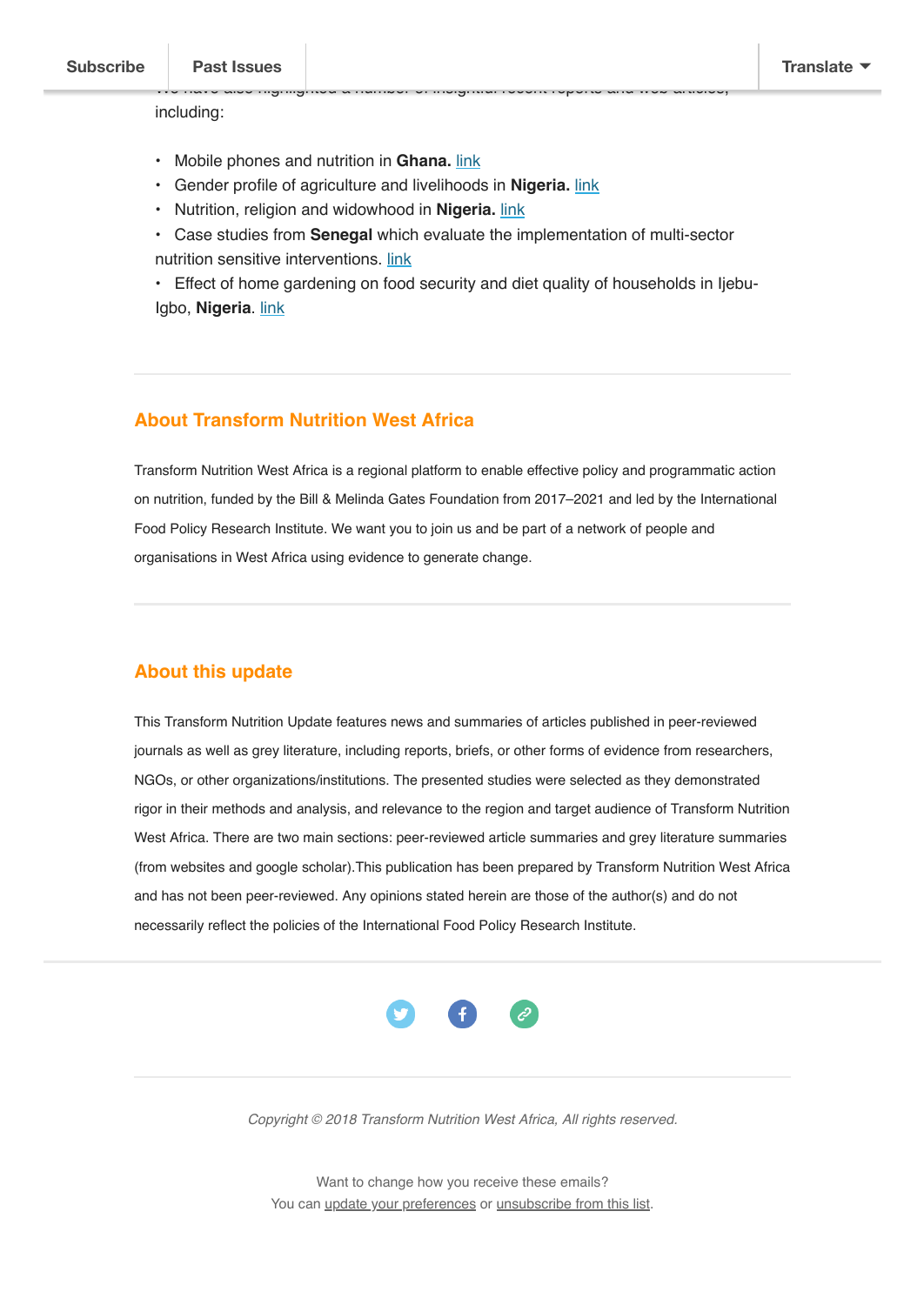including:

- Mobile phones and nutrition in **Ghana.** link
- Gender profile of agriculture and livelihoods in **Nigeria.** link
- Nutrition, religion and widowhood in **Nigeria.** link
- Case studies from **Senegal** which evaluate the implementation of multi-sector nutrition sensitive interventions. link
- Effect of home gardening on food security and diet quality of households in Ijebu-Igbo, **Nigeria**. link

---

## About Transform Nutrition West Africa

Transform Nutrition West Africa is a regional platform to enable effective policy and programmatic action on nutrition, funded by the Bill & Melinda Gates Foundation from 2017–2021 and led by the International Food Policy Research Institute. We want you to join us and be part of a network of people and organisations in West Africa using evidence to generate change.

---

## About this update

This Transform Nutrition Update features news and summaries of articles published in peer-reviewed journals as well as grey literature, including reports, briefs, or other forms of evidence from researchers, NGOs, or other organizations/institutions. The presented studies were selected as they demonstrated rigor in their methods and analysis, and relevance to the region and target audience of Transform Nutrition West Africa. There are two main sections: peer-reviewed article summaries and grey literature summaries (from websites and google scholar).This publication has been prepared by Transform Nutrition West Africa and has not been peer-reviewed. Any opinions stated herein are those of the author(s) and do not necessarily reflect the policies of the International Food Policy Research Institute.

---

*Copyright © 2018 Transform Nutrition West Africa, All rights reserved.*

Want to change how you receive these emails?
You can update your preferences or unsubscribe from this list.